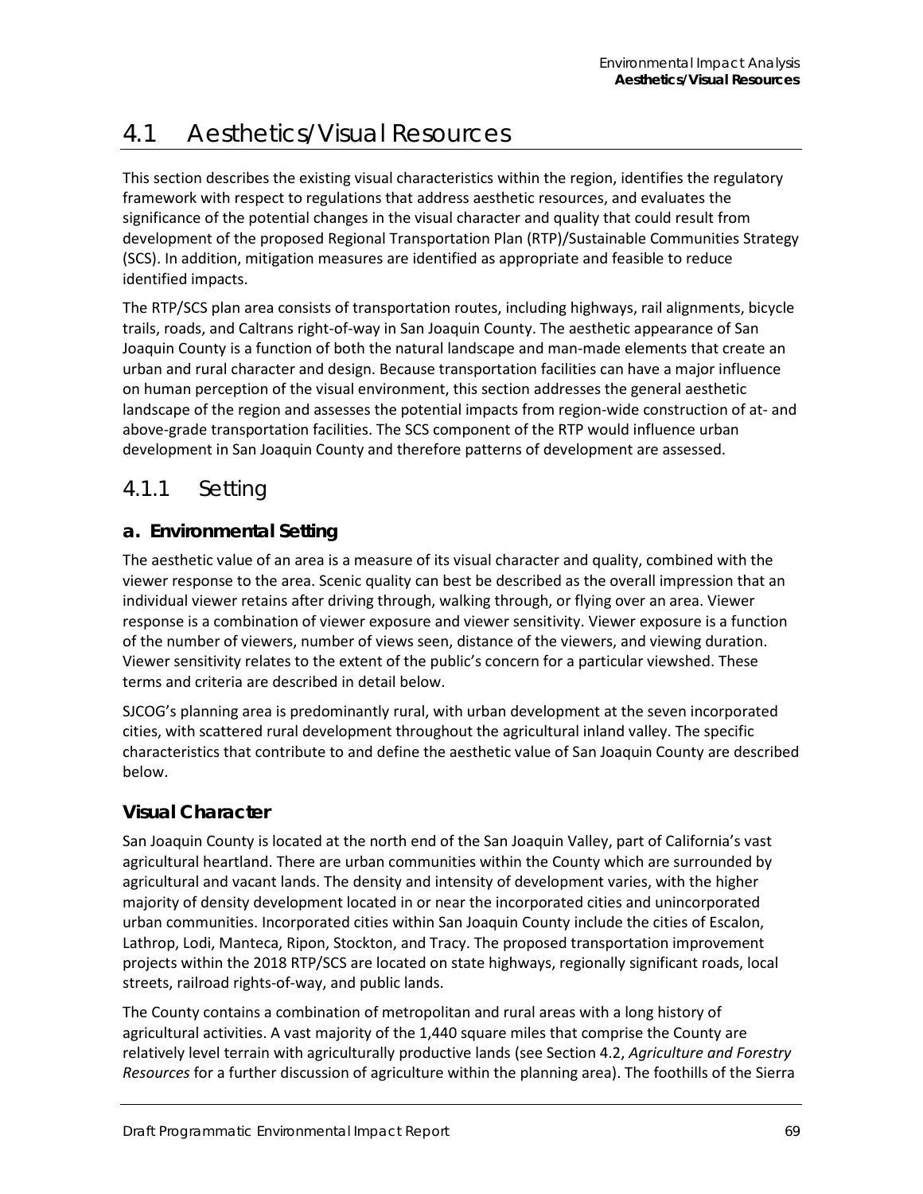# 4.1 Aesthetics/Visual Resources

This section describes the existing visual characteristics within the region, identifies the regulatory framework with respect to regulations that address aesthetic resources, and evaluates the significance of the potential changes in the visual character and quality that could result from development of the proposed Regional Transportation Plan (RTP)/Sustainable Communities Strategy (SCS). In addition, mitigation measures are identified as appropriate and feasible to reduce identified impacts.

The RTP/SCS plan area consists of transportation routes, including highways, rail alignments, bicycle trails, roads, and Caltrans right-of-way in San Joaquin County. The aesthetic appearance of San Joaquin County is a function of both the natural landscape and man-made elements that create an urban and rural character and design. Because transportation facilities can have a major influence on human perception of the visual environment, this section addresses the general aesthetic landscape of the region and assesses the potential impacts from region-wide construction of at- and above-grade transportation facilities. The SCS component of the RTP would influence urban development in San Joaquin County and therefore patterns of development are assessed.

## 4.1.1 Setting

### a. Environmental Setting

The aesthetic value of an area is a measure of its visual character and quality, combined with the viewer response to the area. Scenic quality can best be described as the overall impression that an individual viewer retains after driving through, walking through, or flying over an area. Viewer response is a combination of viewer exposure and viewer sensitivity. Viewer exposure is a function of the number of viewers, number of views seen, distance of the viewers, and viewing duration. Viewer sensitivity relates to the extent of the public's concern for a particular viewshed. These terms and criteria are described in detail below.

SJCOG's planning area is predominantly rural, with urban development at the seven incorporated cities, with scattered rural development throughout the agricultural inland valley. The specific characteristics that contribute to and define the aesthetic value of San Joaquin County are described below.

### Visual Character

San Joaquin County is located at the north end of the San Joaquin Valley, part of California's vast agricultural heartland. There are urban communities within the County which are surrounded by agricultural and vacant lands. The density and intensity of development varies, with the higher majority of density development located in or near the incorporated cities and unincorporated urban communities. Incorporated cities within San Joaquin County include the cities of Escalon, Lathrop, Lodi, Manteca, Ripon, Stockton, and Tracy. The proposed transportation improvement projects within the 2018 RTP/SCS are located on state highways, regionally significant roads, local streets, railroad rights-of-way, and public lands.

The County contains a combination of metropolitan and rural areas with a long history of agricultural activities. A vast majority of the 1,440 square miles that comprise the County are relatively level terrain with agriculturally productive lands (see Section 4.2, *Agriculture and Forestry Resources* for a further discussion of agriculture within the planning area). The foothills of the Sierra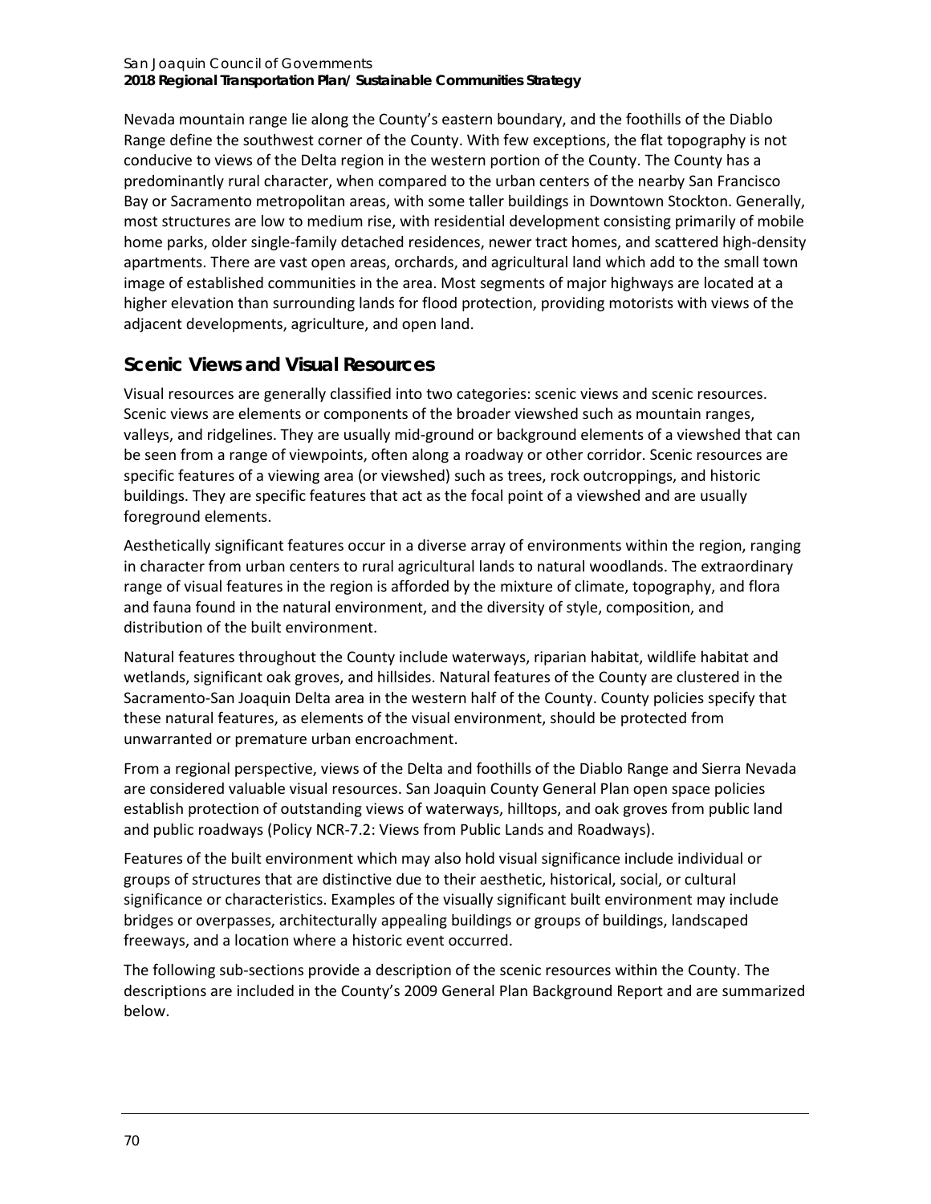Nevada mountain range lie along the County's eastern boundary, and the foothills of the Diablo Range define the southwest corner of the County. With few exceptions, the flat topography is not conducive to views of the Delta region in the western portion of the County. The County has a predominantly rural character, when compared to the urban centers of the nearby San Francisco Bay or Sacramento metropolitan areas, with some taller buildings in Downtown Stockton. Generally, most structures are low to medium rise, with residential development consisting primarily of mobile home parks, older single-family detached residences, newer tract homes, and scattered high-density apartments. There are vast open areas, orchards, and agricultural land which add to the small town image of established communities in the area. Most segments of major highways are located at a higher elevation than surrounding lands for flood protection, providing motorists with views of the adjacent developments, agriculture, and open land.

## Scenic Views and Visual Resources

Visual resources are generally classified into two categories: scenic views and scenic resources. Scenic views are elements or components of the broader viewshed such as mountain ranges, valleys, and ridgelines. They are usually mid-ground or background elements of a viewshed that can be seen from a range of viewpoints, often along a roadway or other corridor. Scenic resources are specific features of a viewing area (or viewshed) such as trees, rock outcroppings, and historic buildings. They are specific features that act as the focal point of a viewshed and are usually foreground elements.

Aesthetically significant features occur in a diverse array of environments within the region, ranging in character from urban centers to rural agricultural lands to natural woodlands. The extraordinary range of visual features in the region is afforded by the mixture of climate, topography, and flora and fauna found in the natural environment, and the diversity of style, composition, and distribution of the built environment.

Natural features throughout the County include waterways, riparian habitat, wildlife habitat and wetlands, significant oak groves, and hillsides. Natural features of the County are clustered in the Sacramento-San Joaquin Delta area in the western half of the County. County policies specify that these natural features, as elements of the visual environment, should be protected from unwarranted or premature urban encroachment.

From a regional perspective, views of the Delta and foothills of the Diablo Range and Sierra Nevada are considered valuable visual resources. San Joaquin County General Plan open space policies establish protection of outstanding views of waterways, hilltops, and oak groves from public land and public roadways (Policy NCR-7.2: Views from Public Lands and Roadways).

Features of the built environment which may also hold visual significance include individual or groups of structures that are distinctive due to their aesthetic, historical, social, or cultural significance or characteristics. Examples of the visually significant built environment may include bridges or overpasses, architecturally appealing buildings or groups of buildings, landscaped freeways, and a location where a historic event occurred.

The following sub-sections provide a description of the scenic resources within the County. The descriptions are included in the County's 2009 General Plan Background Report and are summarized below.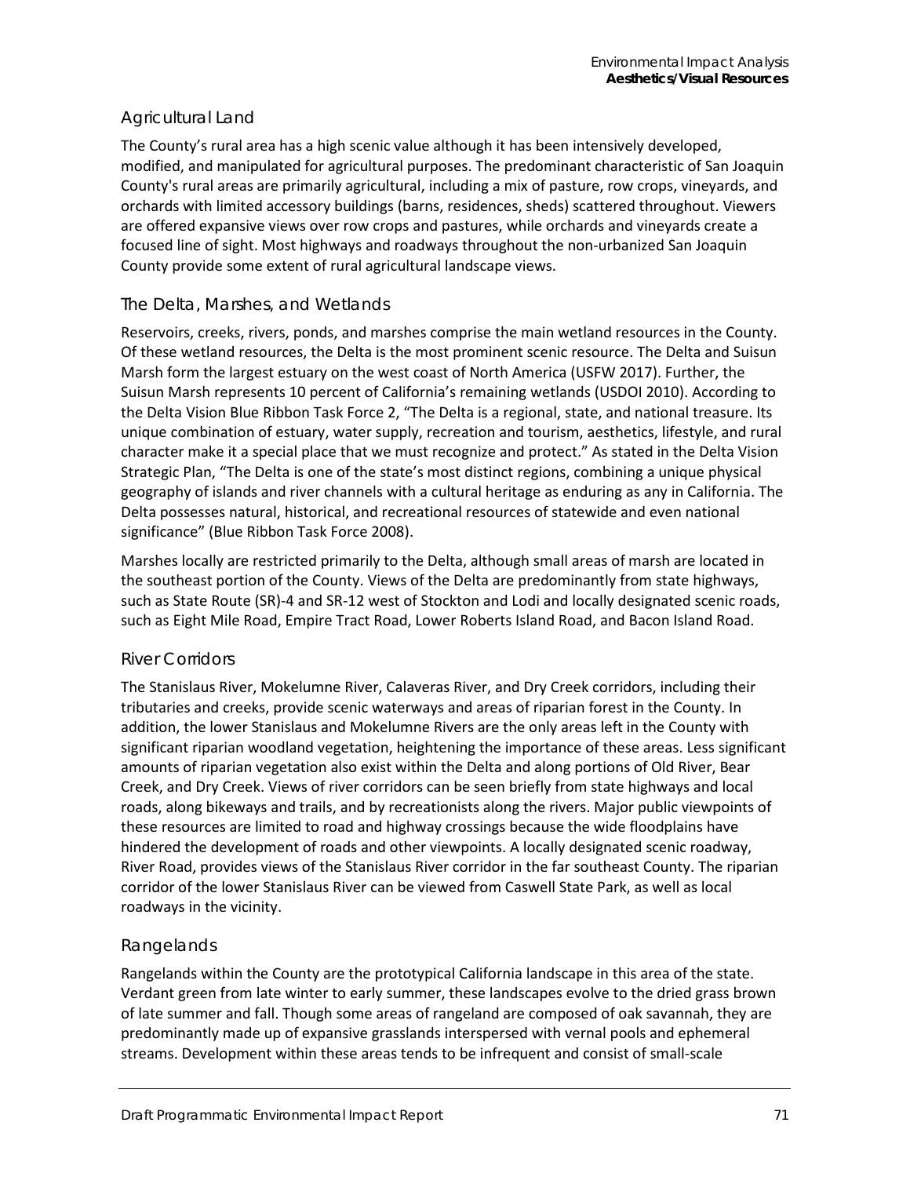### Agricultural Land

The County's rural area has a high scenic value although it has been intensively developed, modified, and manipulated for agricultural purposes. The predominant characteristic of San Joaquin County's rural areas are primarily agricultural, including a mix of pasture, row crops, vineyards, and orchards with limited accessory buildings (barns, residences, sheds) scattered throughout. Viewers are offered expansive views over row crops and pastures, while orchards and vineyards create a focused line of sight. Most highways and roadways throughout the non-urbanized San Joaquin County provide some extent of rural agricultural landscape views.

### The Delta, Marshes, and Wetlands

Reservoirs, creeks, rivers, ponds, and marshes comprise the main wetland resources in the County. Of these wetland resources, the Delta is the most prominent scenic resource. The Delta and Suisun Marsh form the largest estuary on the west coast of North America (USFW 2017). Further, the Suisun Marsh represents 10 percent of California's remaining wetlands (USDOI 2010). According to the Delta Vision Blue Ribbon Task Force 2, "The Delta is a regional, state, and national treasure. Its unique combination of estuary, water supply, recreation and tourism, aesthetics, lifestyle, and rural character make it a special place that we must recognize and protect." As stated in the Delta Vision Strategic Plan, "The Delta is one of the state's most distinct regions, combining a unique physical geography of islands and river channels with a cultural heritage as enduring as any in California. The Delta possesses natural, historical, and recreational resources of statewide and even national significance" (Blue Ribbon Task Force 2008).

Marshes locally are restricted primarily to the Delta, although small areas of marsh are located in the southeast portion of the County. Views of the Delta are predominantly from state highways, such as State Route (SR)-4 and SR-12 west of Stockton and Lodi and locally designated scenic roads, such as Eight Mile Road, Empire Tract Road, Lower Roberts Island Road, and Bacon Island Road.

### River Corridors

The Stanislaus River, Mokelumne River, Calaveras River, and Dry Creek corridors, including their tributaries and creeks, provide scenic waterways and areas of riparian forest in the County. In addition, the lower Stanislaus and Mokelumne Rivers are the only areas left in the County with significant riparian woodland vegetation, heightening the importance of these areas. Less significant amounts of riparian vegetation also exist within the Delta and along portions of Old River, Bear Creek, and Dry Creek. Views of river corridors can be seen briefly from state highways and local roads, along bikeways and trails, and by recreationists along the rivers. Major public viewpoints of these resources are limited to road and highway crossings because the wide floodplains have hindered the development of roads and other viewpoints. A locally designated scenic roadway, River Road, provides views of the Stanislaus River corridor in the far southeast County. The riparian corridor of the lower Stanislaus River can be viewed from Caswell State Park, as well as local roadways in the vicinity.

### Rangelands

Rangelands within the County are the prototypical California landscape in this area of the state. Verdant green from late winter to early summer, these landscapes evolve to the dried grass brown of late summer and fall. Though some areas of rangeland are composed of oak savannah, they are predominantly made up of expansive grasslands interspersed with vernal pools and ephemeral streams. Development within these areas tends to be infrequent and consist of small-scale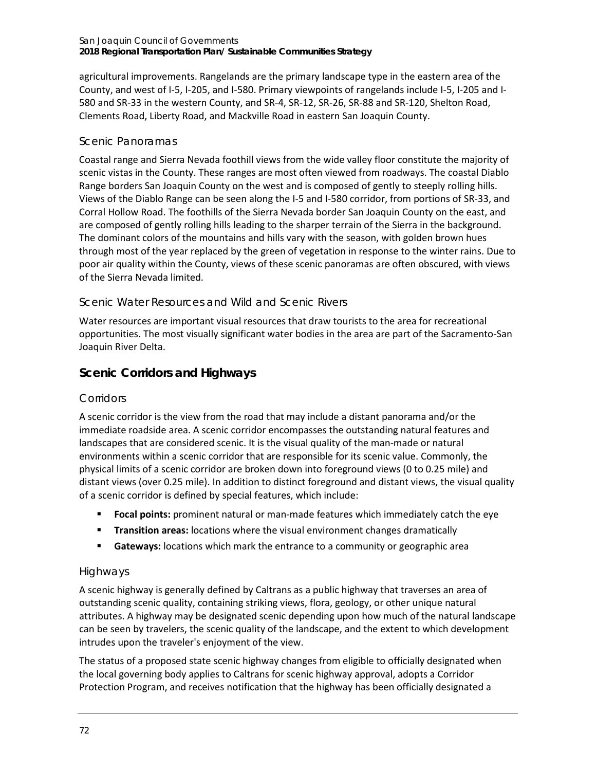agricultural improvements. Rangelands are the primary landscape type in the eastern area of the County, and west of I-5, I-205, and I-580. Primary viewpoints of rangelands include I-5, I-205 and I-580 and SR-33 in the western County, and SR-4, SR-12, SR-26, SR-88 and SR-120, Shelton Road, Clements Road, Liberty Road, and Mackville Road in eastern San Joaquin County.

### Scenic Panoramas

Coastal range and Sierra Nevada foothill views from the wide valley floor constitute the majority of scenic vistas in the County. These ranges are most often viewed from roadways. The coastal Diablo Range borders San Joaquin County on the west and is composed of gently to steeply rolling hills. Views of the Diablo Range can be seen along the I-5 and I-580 corridor, from portions of SR-33, and Corral Hollow Road. The foothills of the Sierra Nevada border San Joaquin County on the east, and are composed of gently rolling hills leading to the sharper terrain of the Sierra in the background. The dominant colors of the mountains and hills vary with the season, with golden brown hues through most of the year replaced by the green of vegetation in response to the winter rains. Due to poor air quality within the County, views of these scenic panoramas are often obscured, with views of the Sierra Nevada limited.

### Scenic Water Resources and Wild and Scenic Rivers

Water resources are important visual resources that draw tourists to the area for recreational opportunities. The most visually significant water bodies in the area are part of the Sacramento-San Joaquin River Delta.

## Scenic Corridors and Highways

### Corridors

A scenic corridor is the view from the road that may include a distant panorama and/or the immediate roadside area. A scenic corridor encompasses the outstanding natural features and landscapes that are considered scenic. It is the visual quality of the man-made or natural environments within a scenic corridor that are responsible for its scenic value. Commonly, the physical limits of a scenic corridor are broken down into foreground views (0 to 0.25 mile) and distant views (over 0.25 mile). In addition to distinct foreground and distant views, the visual quality of a scenic corridor is defined by special features, which include:

- **Focal points:** prominent natural or man-made features which immediately catch the eye
- **Transition areas:** locations where the visual environment changes dramatically
- **Gateways:** locations which mark the entrance to a community or geographic area

### Highways

A scenic highway is generally defined by Caltrans as a public highway that traverses an area of outstanding scenic quality, containing striking views, flora, geology, or other unique natural attributes. A highway may be designated scenic depending upon how much of the natural landscape can be seen by travelers, the scenic quality of the landscape, and the extent to which development intrudes upon the traveler's enjoyment of the view.

The status of a proposed state scenic highway changes from eligible to officially designated when the local governing body applies to Caltrans for scenic highway approval, adopts a Corridor Protection Program, and receives notification that the highway has been officially designated a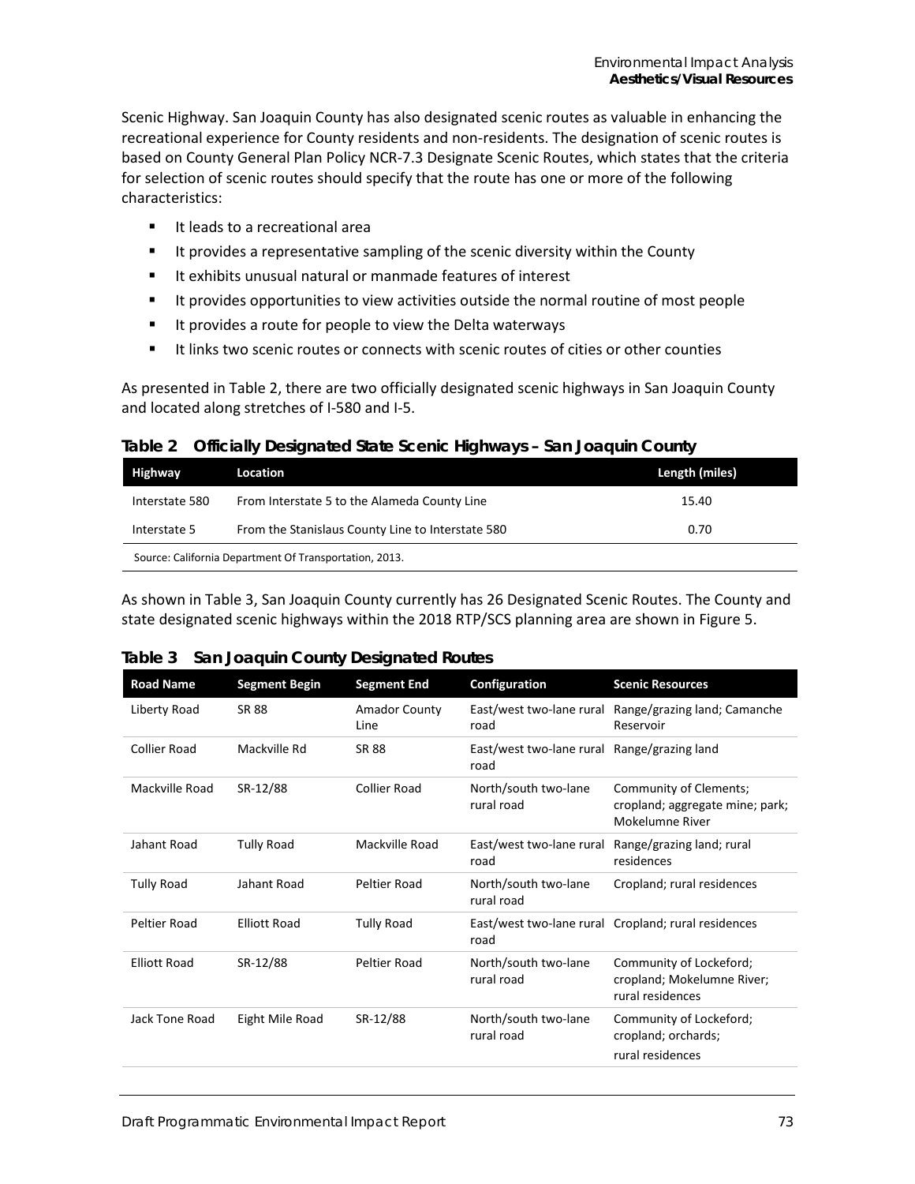Scenic Highway. San Joaquin County has also designated scenic routes as valuable in enhancing the recreational experience for County residents and non-residents. The designation of scenic routes is based on County General Plan Policy NCR-7.3 Designate Scenic Routes, which states that the criteria for selection of scenic routes should specify that the route has one or more of the following characteristics:

- It leads to a recreational area
- It provides a representative sampling of the scenic diversity within the County
- It exhibits unusual natural or manmade features of interest
- It provides opportunities to view activities outside the normal routine of most people
- It provides a route for people to view the Delta waterways
- It links two scenic routes or connects with scenic routes of cities or other counties

As presented in Table 2, there are two officially designated scenic highways in San Joaquin County and located along stretches of I-580 and I-5.

**Table 2 Officially Designated State Scenic Highways – San Joaquin County**

| Highway | Location | Length (miles) |
|---|---|---|
| Interstate 580 | From Interstate 5 to the Alameda County Line | 15.40 |
| Interstate 5 | From the Stanislaus County Line to Interstate 580 | 0.70 |

Source: California Department Of Transportation, 2013.

As shown in Table 3, San Joaquin County currently has 26 Designated Scenic Routes. The County and state designated scenic highways within the 2018 RTP/SCS planning area are shown in Figure 5.

**Table 3 San Joaquin County Designated Routes**

| Road Name | Segment Begin | Segment End | Configuration | Scenic Resources |
|---|---|---|---|---|
| Liberty Road | SR 88 | Amador County Line | East/west two-lane rural road | Range/grazing land; Camanche Reservoir |
| Collier Road | Mackville Rd | SR 88 | East/west two-lane rural road | Range/grazing land |
| Mackville Road | SR-12/88 | Collier Road | North/south two-lane rural road | Community of Clements; cropland; aggregate mine; park; Mokelumne River |
| Jahant Road | Tully Road | Mackville Road | East/west two-lane rural road | Range/grazing land; rural residences |
| Tully Road | Jahant Road | Peltier Road | North/south two-lane rural road | Cropland; rural residences |
| Peltier Road | Elliott Road | Tully Road | East/west two-lane rural road | Cropland; rural residences |
| Elliott Road | SR-12/88 | Peltier Road | North/south two-lane rural road | Community of Lockeford; cropland; Mokelumne River; rural residences |
| Jack Tone Road | Eight Mile Road | SR-12/88 | North/south two-lane rural road | Community of Lockeford; cropland; orchards; rural residences |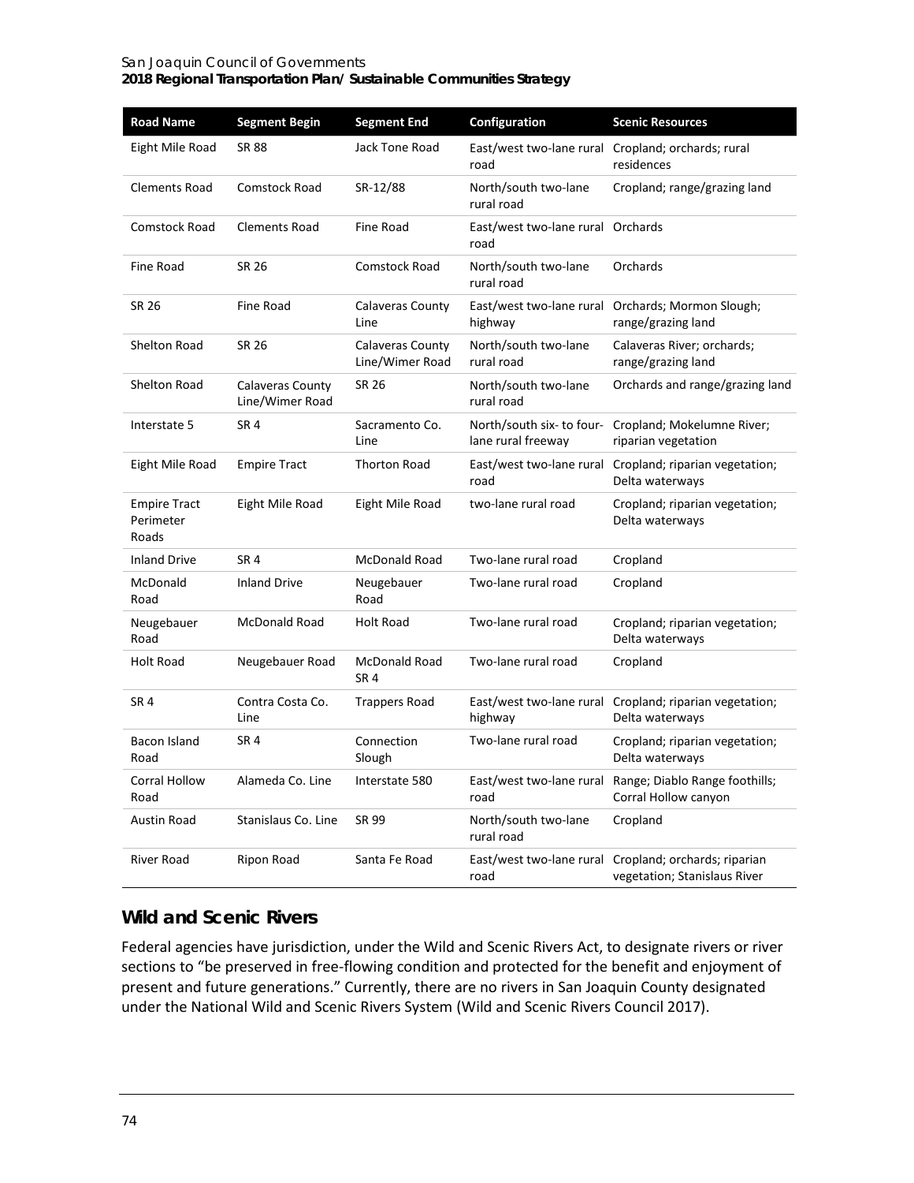| Road Name | Segment Begin | Segment End | Configuration | Scenic Resources |
|---|---|---|---|---|
| Eight Mile Road | SR 88 | Jack Tone Road | East/west two-lane rural road | Cropland; orchards; rural residences |
| Clements Road | Comstock Road | SR-12/88 | North/south two-lane rural road | Cropland; range/grazing land |
| Comstock Road | Clements Road | Fine Road | East/west two-lane rural road | Orchards |
| Fine Road | SR 26 | Comstock Road | North/south two-lane rural road | Orchards |
| SR 26 | Fine Road | Calaveras County Line | East/west two-lane rural highway | Orchards; Mormon Slough; range/grazing land |
| Shelton Road | SR 26 | Calaveras County Line/Wimer Road | North/south two-lane rural road | Calaveras River; orchards; range/grazing land |
| Shelton Road | Calaveras County Line/Wimer Road | SR 26 | North/south two-lane rural road | Orchards and range/grazing land |
| Interstate 5 | SR 4 | Sacramento Co. Line | North/south six- to four-lane rural freeway | Cropland; Mokelumne River; riparian vegetation |
| Eight Mile Road | Empire Tract | Thorton Road | East/west two-lane rural road | Cropland; riparian vegetation; Delta waterways |
| Empire Tract Perimeter Roads | Eight Mile Road | Eight Mile Road | two-lane rural road | Cropland; riparian vegetation; Delta waterways |
| Inland Drive | SR 4 | McDonald Road | Two-lane rural road | Cropland |
| McDonald Road | Inland Drive | Neugebauer Road | Two-lane rural road | Cropland |
| Neugebauer Road | McDonald Road | Holt Road | Two-lane rural road | Cropland; riparian vegetation; Delta waterways |
| Holt Road | Neugebauer Road | McDonald Road SR 4 | Two-lane rural road | Cropland |
| SR 4 | Contra Costa Co. Line | Trappers Road | East/west two-lane rural highway | Cropland; riparian vegetation; Delta waterways |
| Bacon Island Road | SR 4 | Connection Slough | Two-lane rural road | Cropland; riparian vegetation; Delta waterways |
| Corral Hollow Road | Alameda Co. Line | Interstate 580 | East/west two-lane rural road | Range; Diablo Range foothills; Corral Hollow canyon |
| Austin Road | Stanislaus Co. Line | SR 99 | North/south two-lane rural road | Cropland |
| River Road | Ripon Road | Santa Fe Road | East/west two-lane rural road | Cropland; orchards; riparian vegetation; Stanislaus River |

## Wild and Scenic Rivers

Federal agencies have jurisdiction, under the Wild and Scenic Rivers Act, to designate rivers or river sections to "be preserved in free-flowing condition and protected for the benefit and enjoyment of present and future generations." Currently, there are no rivers in San Joaquin County designated under the National Wild and Scenic Rivers System (Wild and Scenic Rivers Council 2017).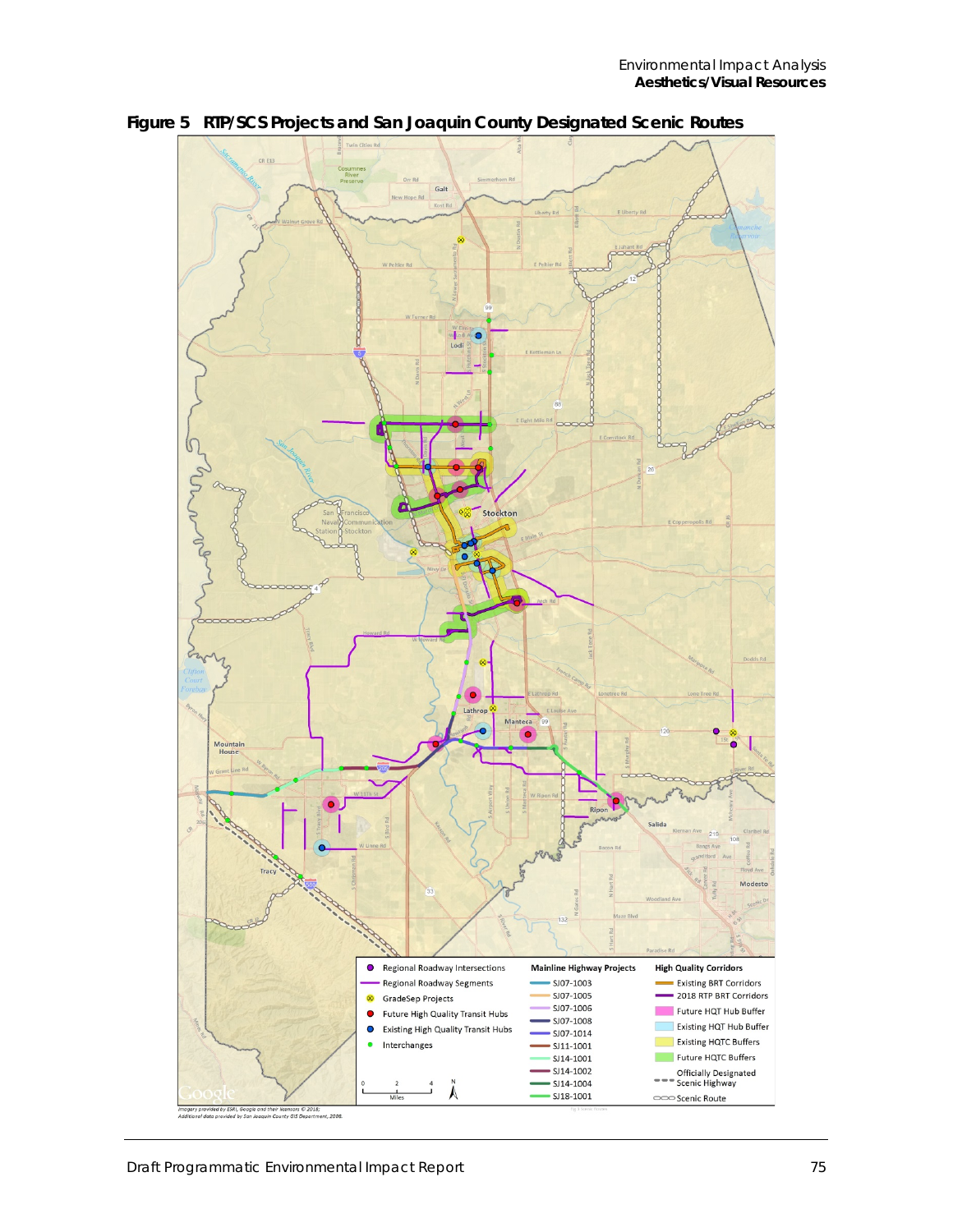**Figure 5 RTP/SCS Projects and San Joaquin County Designated Scenic Routes**

Imagery provided by ESRI, Google and their licensors © 2018; Additional data provided by San Joaquin County GIS Department, 2008.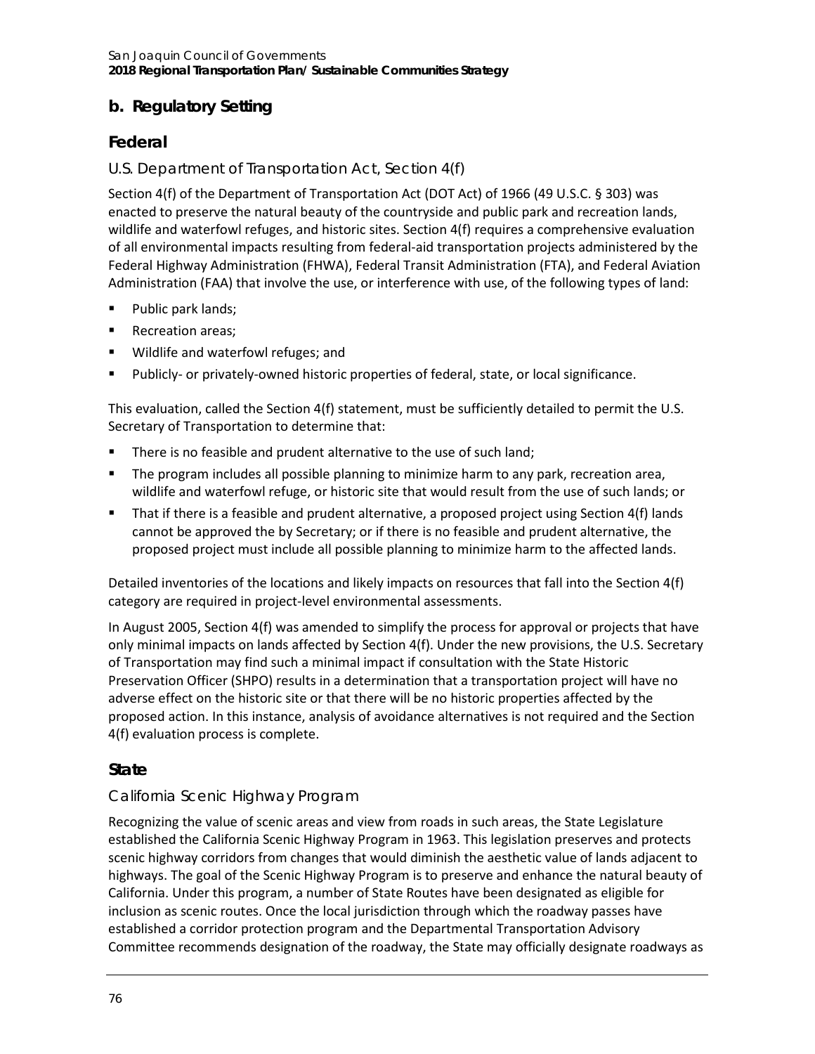## b. Regulatory Setting

### Federal

#### U.S. Department of Transportation Act, Section 4(f)

Section 4(f) of the Department of Transportation Act (DOT Act) of 1966 (49 U.S.C. § 303) was enacted to preserve the natural beauty of the countryside and public park and recreation lands, wildlife and waterfowl refuges, and historic sites. Section 4(f) requires a comprehensive evaluation of all environmental impacts resulting from federal-aid transportation projects administered by the Federal Highway Administration (FHWA), Federal Transit Administration (FTA), and Federal Aviation Administration (FAA) that involve the use, or interference with use, of the following types of land:

- Public park lands;
- Recreation areas;
- Wildlife and waterfowl refuges; and
- Publicly- or privately-owned historic properties of federal, state, or local significance.

This evaluation, called the Section 4(f) statement, must be sufficiently detailed to permit the U.S. Secretary of Transportation to determine that:

- There is no feasible and prudent alternative to the use of such land;
- The program includes all possible planning to minimize harm to any park, recreation area, wildlife and waterfowl refuge, or historic site that would result from the use of such lands; or
- That if there is a feasible and prudent alternative, a proposed project using Section 4(f) lands cannot be approved the by Secretary; or if there is no feasible and prudent alternative, the proposed project must include all possible planning to minimize harm to the affected lands.

Detailed inventories of the locations and likely impacts on resources that fall into the Section 4(f) category are required in project-level environmental assessments.

In August 2005, Section 4(f) was amended to simplify the process for approval or projects that have only minimal impacts on lands affected by Section 4(f). Under the new provisions, the U.S. Secretary of Transportation may find such a minimal impact if consultation with the State Historic Preservation Officer (SHPO) results in a determination that a transportation project will have no adverse effect on the historic site or that there will be no historic properties affected by the proposed action. In this instance, analysis of avoidance alternatives is not required and the Section 4(f) evaluation process is complete.

### State

#### California Scenic Highway Program

Recognizing the value of scenic areas and view from roads in such areas, the State Legislature established the California Scenic Highway Program in 1963. This legislation preserves and protects scenic highway corridors from changes that would diminish the aesthetic value of lands adjacent to highways. The goal of the Scenic Highway Program is to preserve and enhance the natural beauty of California. Under this program, a number of State Routes have been designated as eligible for inclusion as scenic routes. Once the local jurisdiction through which the roadway passes have established a corridor protection program and the Departmental Transportation Advisory Committee recommends designation of the roadway, the State may officially designate roadways as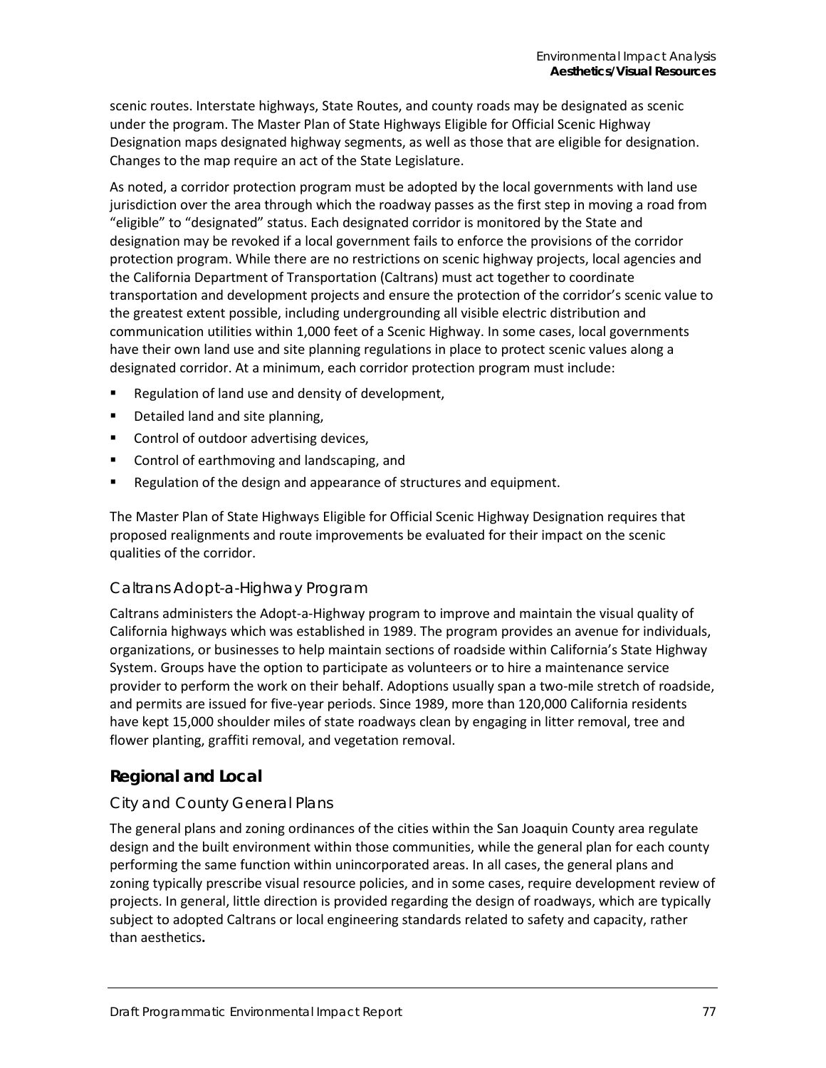scenic routes. Interstate highways, State Routes, and county roads may be designated as scenic under the program. The Master Plan of State Highways Eligible for Official Scenic Highway Designation maps designated highway segments, as well as those that are eligible for designation. Changes to the map require an act of the State Legislature.

As noted, a corridor protection program must be adopted by the local governments with land use jurisdiction over the area through which the roadway passes as the first step in moving a road from "eligible" to "designated" status. Each designated corridor is monitored by the State and designation may be revoked if a local government fails to enforce the provisions of the corridor protection program. While there are no restrictions on scenic highway projects, local agencies and the California Department of Transportation (Caltrans) must act together to coordinate transportation and development projects and ensure the protection of the corridor's scenic value to the greatest extent possible, including undergrounding all visible electric distribution and communication utilities within 1,000 feet of a Scenic Highway. In some cases, local governments have their own land use and site planning regulations in place to protect scenic values along a designated corridor. At a minimum, each corridor protection program must include:

- Regulation of land use and density of development,
- Detailed land and site planning,
- Control of outdoor advertising devices,
- Control of earthmoving and landscaping, and
- Regulation of the design and appearance of structures and equipment.

The Master Plan of State Highways Eligible for Official Scenic Highway Designation requires that proposed realignments and route improvements be evaluated for their impact on the scenic qualities of the corridor.

### Caltrans Adopt-a-Highway Program

Caltrans administers the Adopt-a-Highway program to improve and maintain the visual quality of California highways which was established in 1989. The program provides an avenue for individuals, organizations, or businesses to help maintain sections of roadside within California's State Highway System. Groups have the option to participate as volunteers or to hire a maintenance service provider to perform the work on their behalf. Adoptions usually span a two-mile stretch of roadside, and permits are issued for five-year periods. Since 1989, more than 120,000 California residents have kept 15,000 shoulder miles of state roadways clean by engaging in litter removal, tree and flower planting, graffiti removal, and vegetation removal.

## Regional and Local

### City and County General Plans

The general plans and zoning ordinances of the cities within the San Joaquin County area regulate design and the built environment within those communities, while the general plan for each county performing the same function within unincorporated areas. In all cases, the general plans and zoning typically prescribe visual resource policies, and in some cases, require development review of projects. In general, little direction is provided regarding the design of roadways, which are typically subject to adopted Caltrans or local engineering standards related to safety and capacity, rather than aesthetics.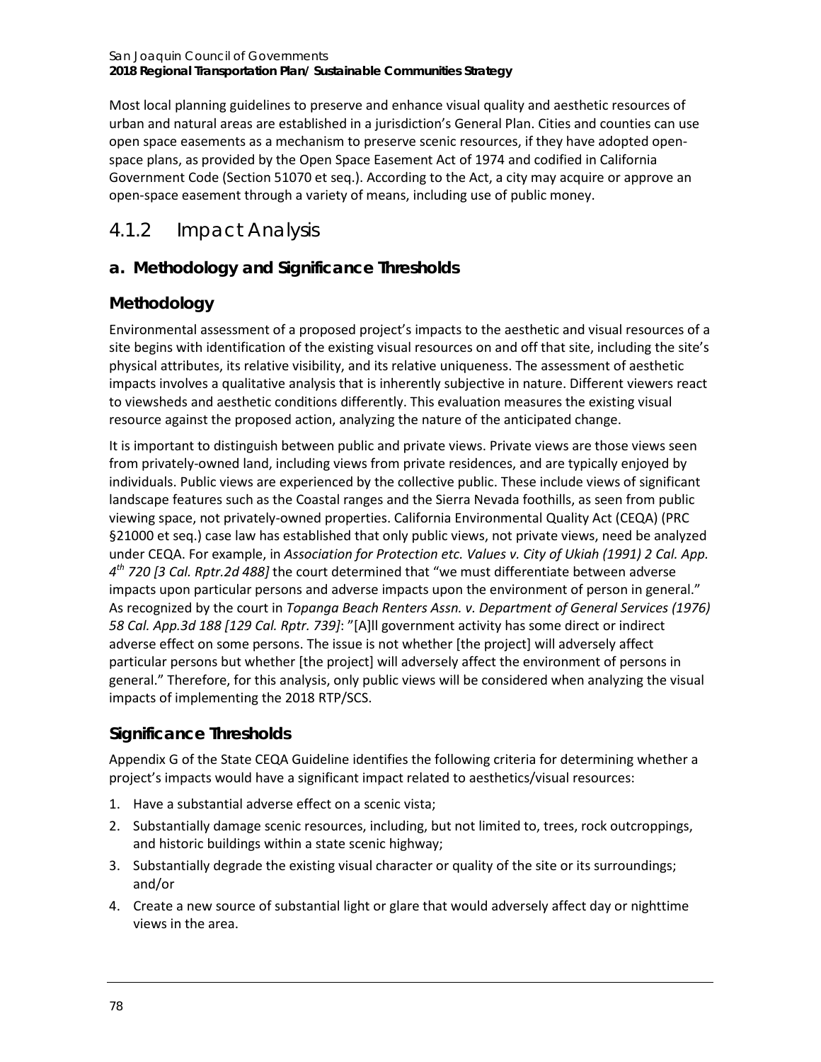Most local planning guidelines to preserve and enhance visual quality and aesthetic resources of urban and natural areas are established in a jurisdiction's General Plan. Cities and counties can use open space easements as a mechanism to preserve scenic resources, if they have adopted open-space plans, as provided by the Open Space Easement Act of 1974 and codified in California Government Code (Section 51070 et seq.). According to the Act, a city may acquire or approve an open-space easement through a variety of means, including use of public money.

## 4.1.2 Impact Analysis

### a. Methodology and Significance Thresholds

### Methodology

Environmental assessment of a proposed project's impacts to the aesthetic and visual resources of a site begins with identification of the existing visual resources on and off that site, including the site's physical attributes, its relative visibility, and its relative uniqueness. The assessment of aesthetic impacts involves a qualitative analysis that is inherently subjective in nature. Different viewers react to viewsheds and aesthetic conditions differently. This evaluation measures the existing visual resource against the proposed action, analyzing the nature of the anticipated change.

It is important to distinguish between public and private views. Private views are those views seen from privately-owned land, including views from private residences, and are typically enjoyed by individuals. Public views are experienced by the collective public. These include views of significant landscape features such as the Coastal ranges and the Sierra Nevada foothills, as seen from public viewing space, not privately-owned properties. California Environmental Quality Act (CEQA) (PRC §21000 et seq.) case law has established that only public views, not private views, need be analyzed under CEQA. For example, in *Association for Protection etc. Values v. City of Ukiah (1991) 2 Cal. App. 4th 720 [3 Cal. Rptr.2d 488]* the court determined that "we must differentiate between adverse impacts upon particular persons and adverse impacts upon the environment of person in general." As recognized by the court in *Topanga Beach Renters Assn. v. Department of General Services (1976) 58 Cal. App.3d 188 [129 Cal. Rptr. 739]*: "[A]ll government activity has some direct or indirect adverse effect on some persons. The issue is not whether [the project] will adversely affect particular persons but whether [the project] will adversely affect the environment of persons in general." Therefore, for this analysis, only public views will be considered when analyzing the visual impacts of implementing the 2018 RTP/SCS.

### Significance Thresholds

Appendix G of the State CEQA Guideline identifies the following criteria for determining whether a project's impacts would have a significant impact related to aesthetics/visual resources:

1. Have a substantial adverse effect on a scenic vista;
2. Substantially damage scenic resources, including, but not limited to, trees, rock outcroppings, and historic buildings within a state scenic highway;
3. Substantially degrade the existing visual character or quality of the site or its surroundings; and/or
4. Create a new source of substantial light or glare that would adversely affect day or nighttime views in the area.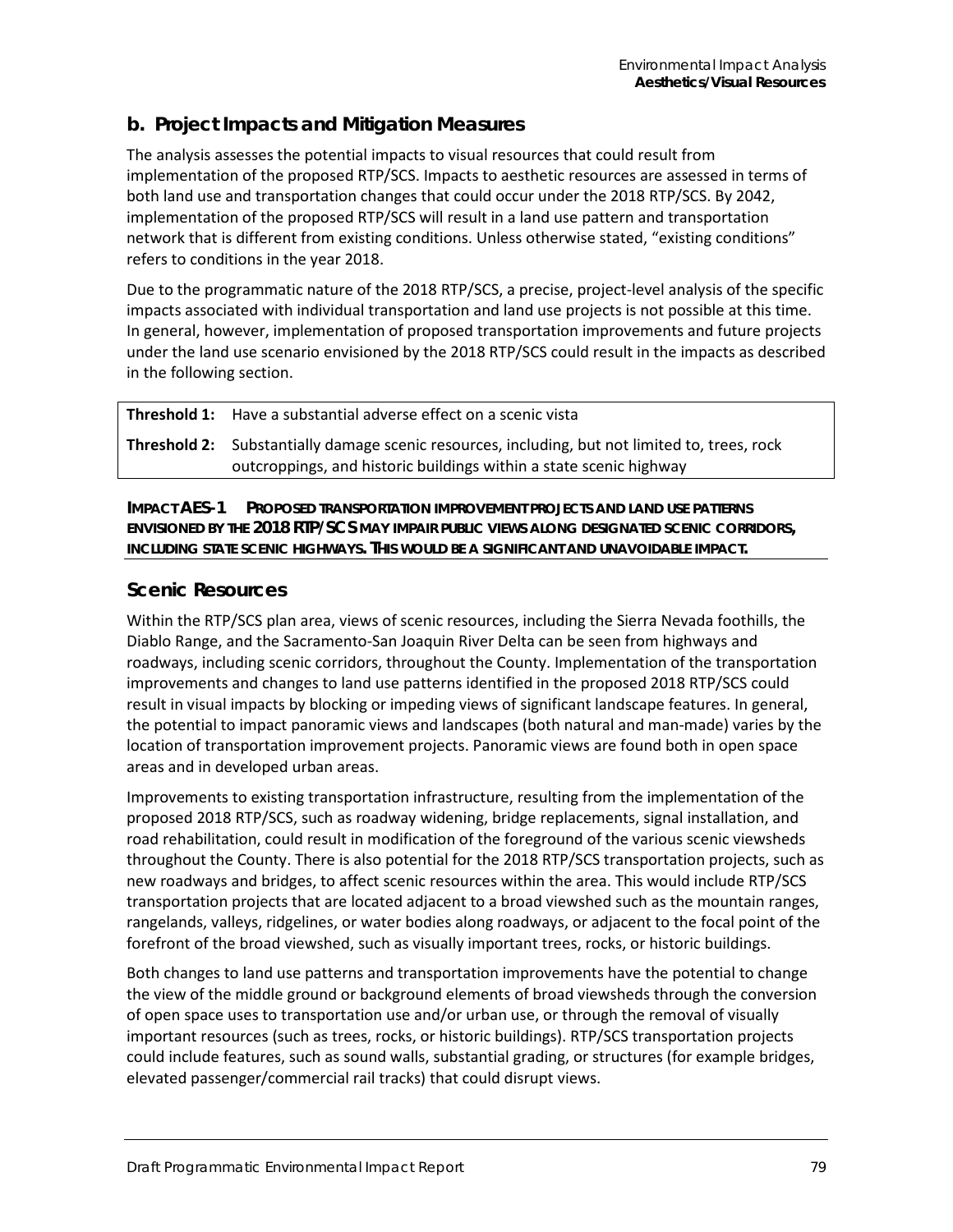## b. Project Impacts and Mitigation Measures

The analysis assesses the potential impacts to visual resources that could result from implementation of the proposed RTP/SCS. Impacts to aesthetic resources are assessed in terms of both land use and transportation changes that could occur under the 2018 RTP/SCS. By 2042, implementation of the proposed RTP/SCS will result in a land use pattern and transportation network that is different from existing conditions. Unless otherwise stated, "existing conditions" refers to conditions in the year 2018.

Due to the programmatic nature of the 2018 RTP/SCS, a precise, project-level analysis of the specific impacts associated with individual transportation and land use projects is not possible at this time. In general, however, implementation of proposed transportation improvements and future projects under the land use scenario envisioned by the 2018 RTP/SCS could result in the impacts as described in the following section.

| | |
|---|---|
| **Threshold 1:** | Have a substantial adverse effect on a scenic vista |
| **Threshold 2:** | Substantially damage scenic resources, including, but not limited to, trees, rock outcroppings, and historic buildings within a state scenic highway |

**IMPACT AES-1 PROPOSED TRANSPORTATION IMPROVEMENT PROJECTS AND LAND USE PATTERNS ENVISIONED BY THE 2018 RTP/SCS MAY IMPAIR PUBLIC VIEWS ALONG DESIGNATED SCENIC CORRIDORS, INCLUDING STATE SCENIC HIGHWAYS. THIS WOULD BE A SIGNIFICANT AND UNAVOIDABLE IMPACT.**

### Scenic Resources

Within the RTP/SCS plan area, views of scenic resources, including the Sierra Nevada foothills, the Diablo Range, and the Sacramento-San Joaquin River Delta can be seen from highways and roadways, including scenic corridors, throughout the County. Implementation of the transportation improvements and changes to land use patterns identified in the proposed 2018 RTP/SCS could result in visual impacts by blocking or impeding views of significant landscape features. In general, the potential to impact panoramic views and landscapes (both natural and man-made) varies by the location of transportation improvement projects. Panoramic views are found both in open space areas and in developed urban areas.

Improvements to existing transportation infrastructure, resulting from the implementation of the proposed 2018 RTP/SCS, such as roadway widening, bridge replacements, signal installation, and road rehabilitation, could result in modification of the foreground of the various scenic viewsheds throughout the County. There is also potential for the 2018 RTP/SCS transportation projects, such as new roadways and bridges, to affect scenic resources within the area. This would include RTP/SCS transportation projects that are located adjacent to a broad viewshed such as the mountain ranges, rangelands, valleys, ridgelines, or water bodies along roadways, or adjacent to the focal point of the forefront of the broad viewshed, such as visually important trees, rocks, or historic buildings.

Both changes to land use patterns and transportation improvements have the potential to change the view of the middle ground or background elements of broad viewsheds through the conversion of open space uses to transportation use and/or urban use, or through the removal of visually important resources (such as trees, rocks, or historic buildings). RTP/SCS transportation projects could include features, such as sound walls, substantial grading, or structures (for example bridges, elevated passenger/commercial rail tracks) that could disrupt views.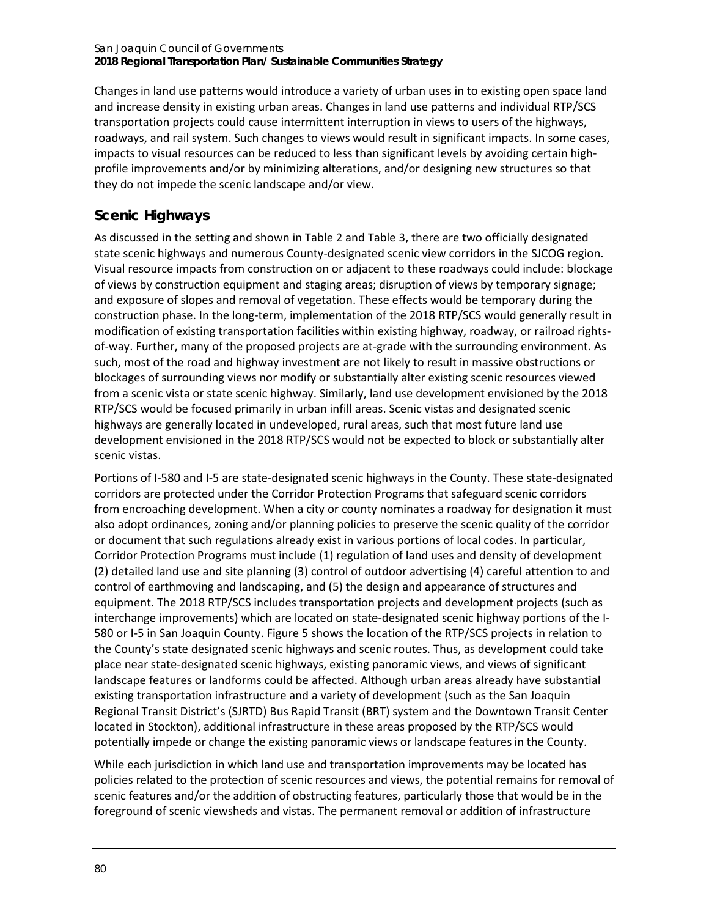Changes in land use patterns would introduce a variety of urban uses in to existing open space land and increase density in existing urban areas. Changes in land use patterns and individual RTP/SCS transportation projects could cause intermittent interruption in views to users of the highways, roadways, and rail system. Such changes to views would result in significant impacts. In some cases, impacts to visual resources can be reduced to less than significant levels by avoiding certain high-profile improvements and/or by minimizing alterations, and/or designing new structures so that they do not impede the scenic landscape and/or view.

## Scenic Highways

As discussed in the setting and shown in Table 2 and Table 3, there are two officially designated state scenic highways and numerous County-designated scenic view corridors in the SJCOG region. Visual resource impacts from construction on or adjacent to these roadways could include: blockage of views by construction equipment and staging areas; disruption of views by temporary signage; and exposure of slopes and removal of vegetation. These effects would be temporary during the construction phase. In the long-term, implementation of the 2018 RTP/SCS would generally result in modification of existing transportation facilities within existing highway, roadway, or railroad rights-of-way. Further, many of the proposed projects are at-grade with the surrounding environment. As such, most of the road and highway investment are not likely to result in massive obstructions or blockages of surrounding views nor modify or substantially alter existing scenic resources viewed from a scenic vista or state scenic highway. Similarly, land use development envisioned by the 2018 RTP/SCS would be focused primarily in urban infill areas. Scenic vistas and designated scenic highways are generally located in undeveloped, rural areas, such that most future land use development envisioned in the 2018 RTP/SCS would not be expected to block or substantially alter scenic vistas.

Portions of I-580 and I-5 are state-designated scenic highways in the County. These state-designated corridors are protected under the Corridor Protection Programs that safeguard scenic corridors from encroaching development. When a city or county nominates a roadway for designation it must also adopt ordinances, zoning and/or planning policies to preserve the scenic quality of the corridor or document that such regulations already exist in various portions of local codes. In particular, Corridor Protection Programs must include (1) regulation of land uses and density of development (2) detailed land use and site planning (3) control of outdoor advertising (4) careful attention to and control of earthmoving and landscaping, and (5) the design and appearance of structures and equipment. The 2018 RTP/SCS includes transportation projects and development projects (such as interchange improvements) which are located on state-designated scenic highway portions of the I-580 or I-5 in San Joaquin County. Figure 5 shows the location of the RTP/SCS projects in relation to the County's state designated scenic highways and scenic routes. Thus, as development could take place near state-designated scenic highways, existing panoramic views, and views of significant landscape features or landforms could be affected. Although urban areas already have substantial existing transportation infrastructure and a variety of development (such as the San Joaquin Regional Transit District's (SJRTD) Bus Rapid Transit (BRT) system and the Downtown Transit Center located in Stockton), additional infrastructure in these areas proposed by the RTP/SCS would potentially impede or change the existing panoramic views or landscape features in the County.

While each jurisdiction in which land use and transportation improvements may be located has policies related to the protection of scenic resources and views, the potential remains for removal of scenic features and/or the addition of obstructing features, particularly those that would be in the foreground of scenic viewsheds and vistas. The permanent removal or addition of infrastructure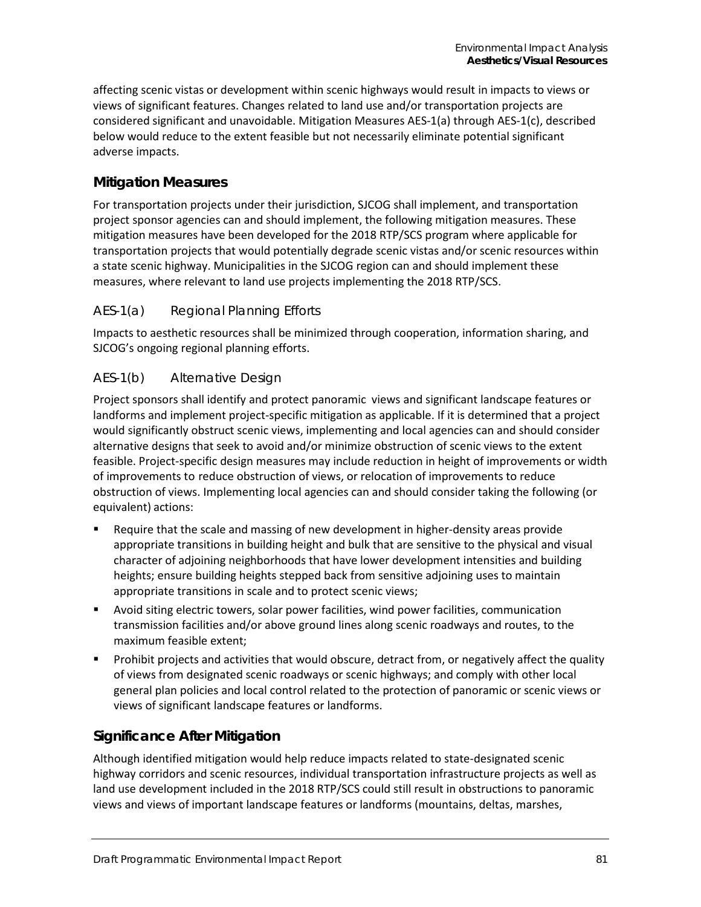affecting scenic vistas or development within scenic highways would result in impacts to views or views of significant features. Changes related to land use and/or transportation projects are considered significant and unavoidable. Mitigation Measures AES-1(a) through AES-1(c), described below would reduce to the extent feasible but not necessarily eliminate potential significant adverse impacts.

## Mitigation Measures

For transportation projects under their jurisdiction, SJCOG shall implement, and transportation project sponsor agencies can and should implement, the following mitigation measures. These mitigation measures have been developed for the 2018 RTP/SCS program where applicable for transportation projects that would potentially degrade scenic vistas and/or scenic resources within a state scenic highway. Municipalities in the SJCOG region can and should implement these measures, where relevant to land use projects implementing the 2018 RTP/SCS.

### AES-1(a) Regional Planning Efforts

Impacts to aesthetic resources shall be minimized through cooperation, information sharing, and SJCOG's ongoing regional planning efforts.

### AES-1(b) Alternative Design

Project sponsors shall identify and protect panoramic views and significant landscape features or landforms and implement project-specific mitigation as applicable. If it is determined that a project would significantly obstruct scenic views, implementing and local agencies can and should consider alternative designs that seek to avoid and/or minimize obstruction of scenic views to the extent feasible. Project-specific design measures may include reduction in height of improvements or width of improvements to reduce obstruction of views, or relocation of improvements to reduce obstruction of views. Implementing local agencies can and should consider taking the following (or equivalent) actions:

- Require that the scale and massing of new development in higher-density areas provide appropriate transitions in building height and bulk that are sensitive to the physical and visual character of adjoining neighborhoods that have lower development intensities and building heights; ensure building heights stepped back from sensitive adjoining uses to maintain appropriate transitions in scale and to protect scenic views;
- Avoid siting electric towers, solar power facilities, wind power facilities, communication transmission facilities and/or above ground lines along scenic roadways and routes, to the maximum feasible extent;
- Prohibit projects and activities that would obscure, detract from, or negatively affect the quality of views from designated scenic roadways or scenic highways; and comply with other local general plan policies and local control related to the protection of panoramic or scenic views or views of significant landscape features or landforms.

## Significance After Mitigation

Although identified mitigation would help reduce impacts related to state-designated scenic highway corridors and scenic resources, individual transportation infrastructure projects as well as land use development included in the 2018 RTP/SCS could still result in obstructions to panoramic views and views of important landscape features or landforms (mountains, deltas, marshes,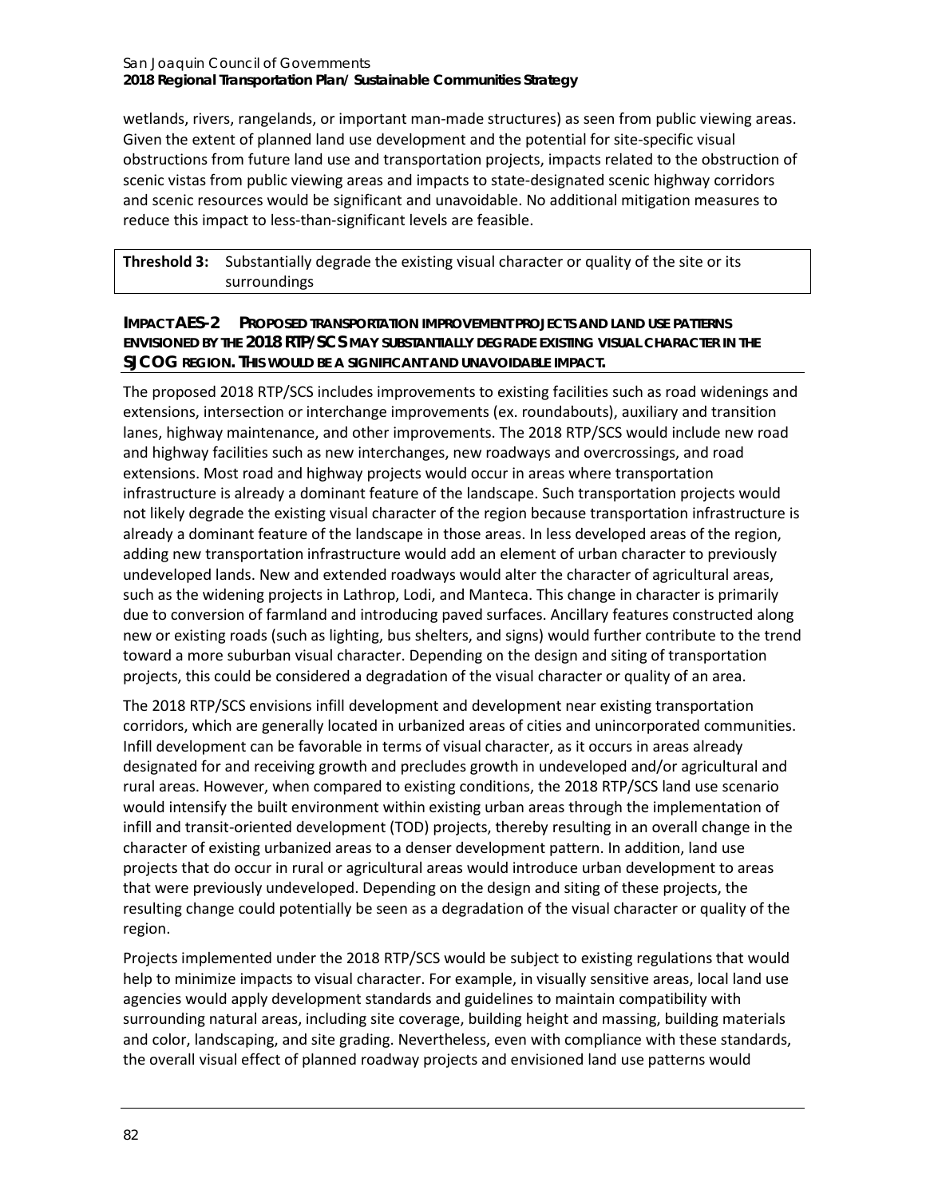wetlands, rivers, rangelands, or important man-made structures) as seen from public viewing areas. Given the extent of planned land use development and the potential for site-specific visual obstructions from future land use and transportation projects, impacts related to the obstruction of scenic vistas from public viewing areas and impacts to state-designated scenic highway corridors and scenic resources would be significant and unavoidable. No additional mitigation measures to reduce this impact to less-than-significant levels are feasible.

| **Threshold 3:** | Substantially degrade the existing visual character or quality of the site or its surroundings |
|---|---|

**IMPACT AES-2 PROPOSED TRANSPORTATION IMPROVEMENT PROJECTS AND LAND USE PATTERNS ENVISIONED BY THE 2018 RTP/SCS MAY SUBSTANTIALLY DEGRADE EXISTING VISUAL CHARACTER IN THE SJCOG REGION. THIS WOULD BE A SIGNIFICANT AND UNAVOIDABLE IMPACT.**

The proposed 2018 RTP/SCS includes improvements to existing facilities such as road widenings and extensions, intersection or interchange improvements (ex. roundabouts), auxiliary and transition lanes, highway maintenance, and other improvements. The 2018 RTP/SCS would include new road and highway facilities such as new interchanges, new roadways and overcrossings, and road extensions. Most road and highway projects would occur in areas where transportation infrastructure is already a dominant feature of the landscape. Such transportation projects would not likely degrade the existing visual character of the region because transportation infrastructure is already a dominant feature of the landscape in those areas. In less developed areas of the region, adding new transportation infrastructure would add an element of urban character to previously undeveloped lands. New and extended roadways would alter the character of agricultural areas, such as the widening projects in Lathrop, Lodi, and Manteca. This change in character is primarily due to conversion of farmland and introducing paved surfaces. Ancillary features constructed along new or existing roads (such as lighting, bus shelters, and signs) would further contribute to the trend toward a more suburban visual character. Depending on the design and siting of transportation projects, this could be considered a degradation of the visual character or quality of an area.

The 2018 RTP/SCS envisions infill development and development near existing transportation corridors, which are generally located in urbanized areas of cities and unincorporated communities. Infill development can be favorable in terms of visual character, as it occurs in areas already designated for and receiving growth and precludes growth in undeveloped and/or agricultural and rural areas. However, when compared to existing conditions, the 2018 RTP/SCS land use scenario would intensify the built environment within existing urban areas through the implementation of infill and transit-oriented development (TOD) projects, thereby resulting in an overall change in the character of existing urbanized areas to a denser development pattern. In addition, land use projects that do occur in rural or agricultural areas would introduce urban development to areas that were previously undeveloped. Depending on the design and siting of these projects, the resulting change could potentially be seen as a degradation of the visual character or quality of the region.

Projects implemented under the 2018 RTP/SCS would be subject to existing regulations that would help to minimize impacts to visual character. For example, in visually sensitive areas, local land use agencies would apply development standards and guidelines to maintain compatibility with surrounding natural areas, including site coverage, building height and massing, building materials and color, landscaping, and site grading. Nevertheless, even with compliance with these standards, the overall visual effect of planned roadway projects and envisioned land use patterns would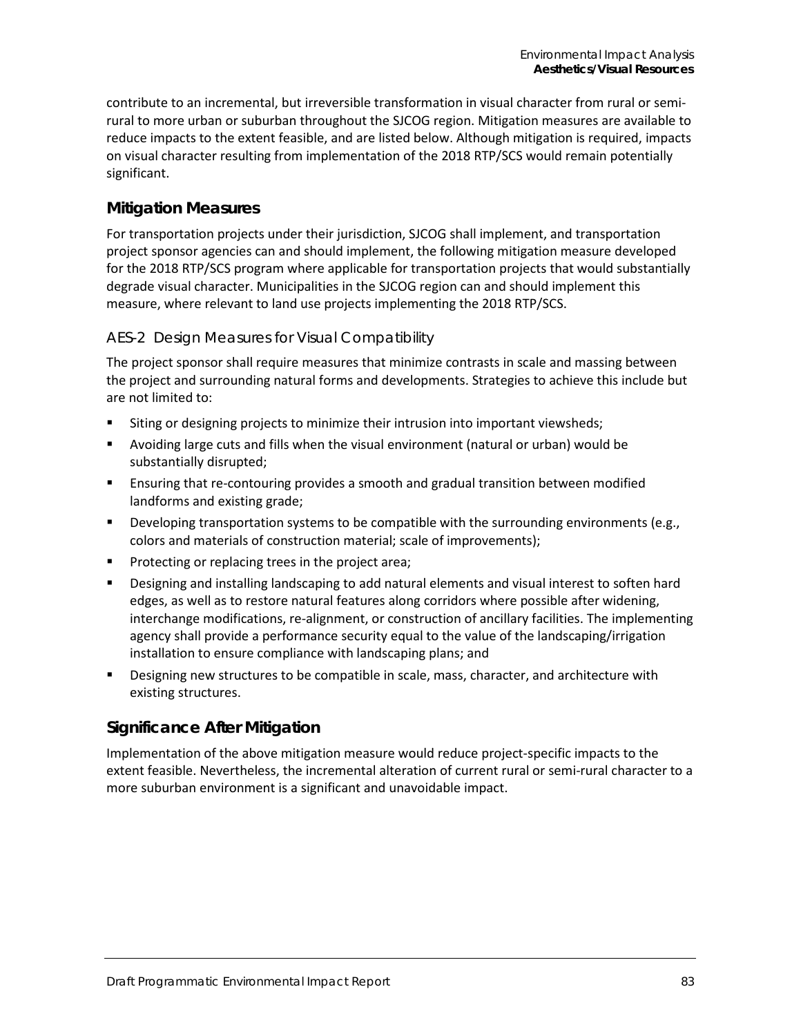contribute to an incremental, but irreversible transformation in visual character from rural or semi-rural to more urban or suburban throughout the SJCOG region. Mitigation measures are available to reduce impacts to the extent feasible, and are listed below. Although mitigation is required, impacts on visual character resulting from implementation of the 2018 RTP/SCS would remain potentially significant.

## Mitigation Measures

For transportation projects under their jurisdiction, SJCOG shall implement, and transportation project sponsor agencies can and should implement, the following mitigation measure developed for the 2018 RTP/SCS program where applicable for transportation projects that would substantially degrade visual character. Municipalities in the SJCOG region can and should implement this measure, where relevant to land use projects implementing the 2018 RTP/SCS.

### AES-2 Design Measures for Visual Compatibility

The project sponsor shall require measures that minimize contrasts in scale and massing between the project and surrounding natural forms and developments. Strategies to achieve this include but are not limited to:

- Siting or designing projects to minimize their intrusion into important viewsheds;
- Avoiding large cuts and fills when the visual environment (natural or urban) would be substantially disrupted;
- Ensuring that re-contouring provides a smooth and gradual transition between modified landforms and existing grade;
- Developing transportation systems to be compatible with the surrounding environments (e.g., colors and materials of construction material; scale of improvements);
- Protecting or replacing trees in the project area;
- Designing and installing landscaping to add natural elements and visual interest to soften hard edges, as well as to restore natural features along corridors where possible after widening, interchange modifications, re-alignment, or construction of ancillary facilities. The implementing agency shall provide a performance security equal to the value of the landscaping/irrigation installation to ensure compliance with landscaping plans; and
- Designing new structures to be compatible in scale, mass, character, and architecture with existing structures.

## Significance After Mitigation

Implementation of the above mitigation measure would reduce project-specific impacts to the extent feasible. Nevertheless, the incremental alteration of current rural or semi-rural character to a more suburban environment is a significant and unavoidable impact.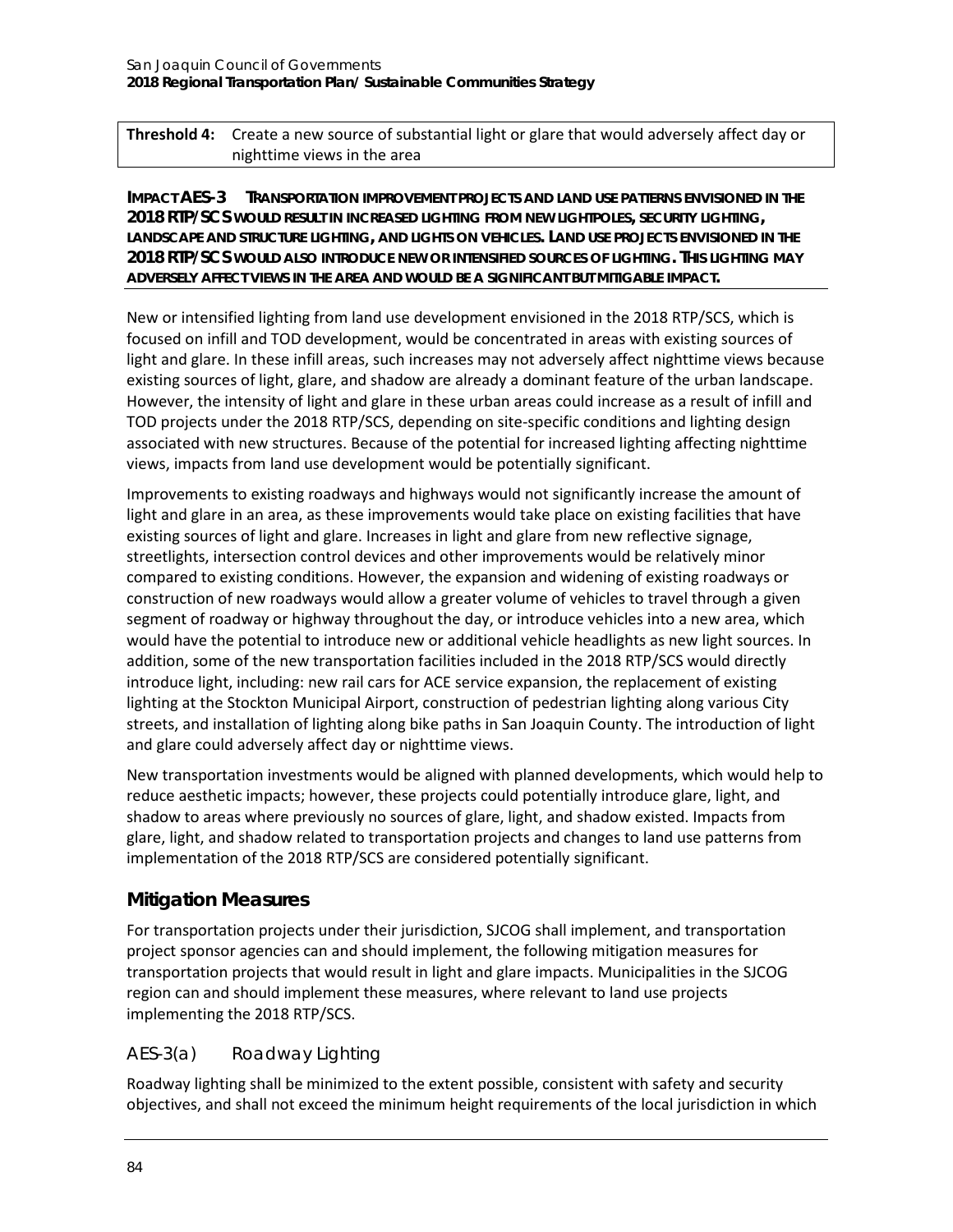| **Threshold 4:** | Create a new source of substantial light or glare that would adversely affect day or nighttime views in the area |
|---|---|

**IMPACT AES-3 TRANSPORTATION IMPROVEMENT PROJECTS AND LAND USE PATTERNS ENVISIONED IN THE 2018 RTP/SCS WOULD RESULT IN INCREASED LIGHTING FROM NEW LIGHTPOLES, SECURITY LIGHTING, LANDSCAPE AND STRUCTURE LIGHTING, AND LIGHTS ON VEHICLES. LAND USE PROJECTS ENVISIONED IN THE 2018 RTP/SCS WOULD ALSO INTRODUCE NEW OR INTENSIFIED SOURCES OF LIGHTING. THIS LIGHTING MAY ADVERSELY AFFECT VIEWS IN THE AREA AND WOULD BE A SIGNIFICANT BUT MITIGABLE IMPACT.**

New or intensified lighting from land use development envisioned in the 2018 RTP/SCS, which is focused on infill and TOD development, would be concentrated in areas with existing sources of light and glare. In these infill areas, such increases may not adversely affect nighttime views because existing sources of light, glare, and shadow are already a dominant feature of the urban landscape. However, the intensity of light and glare in these urban areas could increase as a result of infill and TOD projects under the 2018 RTP/SCS, depending on site-specific conditions and lighting design associated with new structures. Because of the potential for increased lighting affecting nighttime views, impacts from land use development would be potentially significant.

Improvements to existing roadways and highways would not significantly increase the amount of light and glare in an area, as these improvements would take place on existing facilities that have existing sources of light and glare. Increases in light and glare from new reflective signage, streetlights, intersection control devices and other improvements would be relatively minor compared to existing conditions. However, the expansion and widening of existing roadways or construction of new roadways would allow a greater volume of vehicles to travel through a given segment of roadway or highway throughout the day, or introduce vehicles into a new area, which would have the potential to introduce new or additional vehicle headlights as new light sources. In addition, some of the new transportation facilities included in the 2018 RTP/SCS would directly introduce light, including: new rail cars for ACE service expansion, the replacement of existing lighting at the Stockton Municipal Airport, construction of pedestrian lighting along various City streets, and installation of lighting along bike paths in San Joaquin County. The introduction of light and glare could adversely affect day or nighttime views.

New transportation investments would be aligned with planned developments, which would help to reduce aesthetic impacts; however, these projects could potentially introduce glare, light, and shadow to areas where previously no sources of glare, light, and shadow existed. Impacts from glare, light, and shadow related to transportation projects and changes to land use patterns from implementation of the 2018 RTP/SCS are considered potentially significant.

## Mitigation Measures

For transportation projects under their jurisdiction, SJCOG shall implement, and transportation project sponsor agencies can and should implement, the following mitigation measures for transportation projects that would result in light and glare impacts. Municipalities in the SJCOG region can and should implement these measures, where relevant to land use projects implementing the 2018 RTP/SCS.

### AES-3(a) Roadway Lighting

Roadway lighting shall be minimized to the extent possible, consistent with safety and security objectives, and shall not exceed the minimum height requirements of the local jurisdiction in which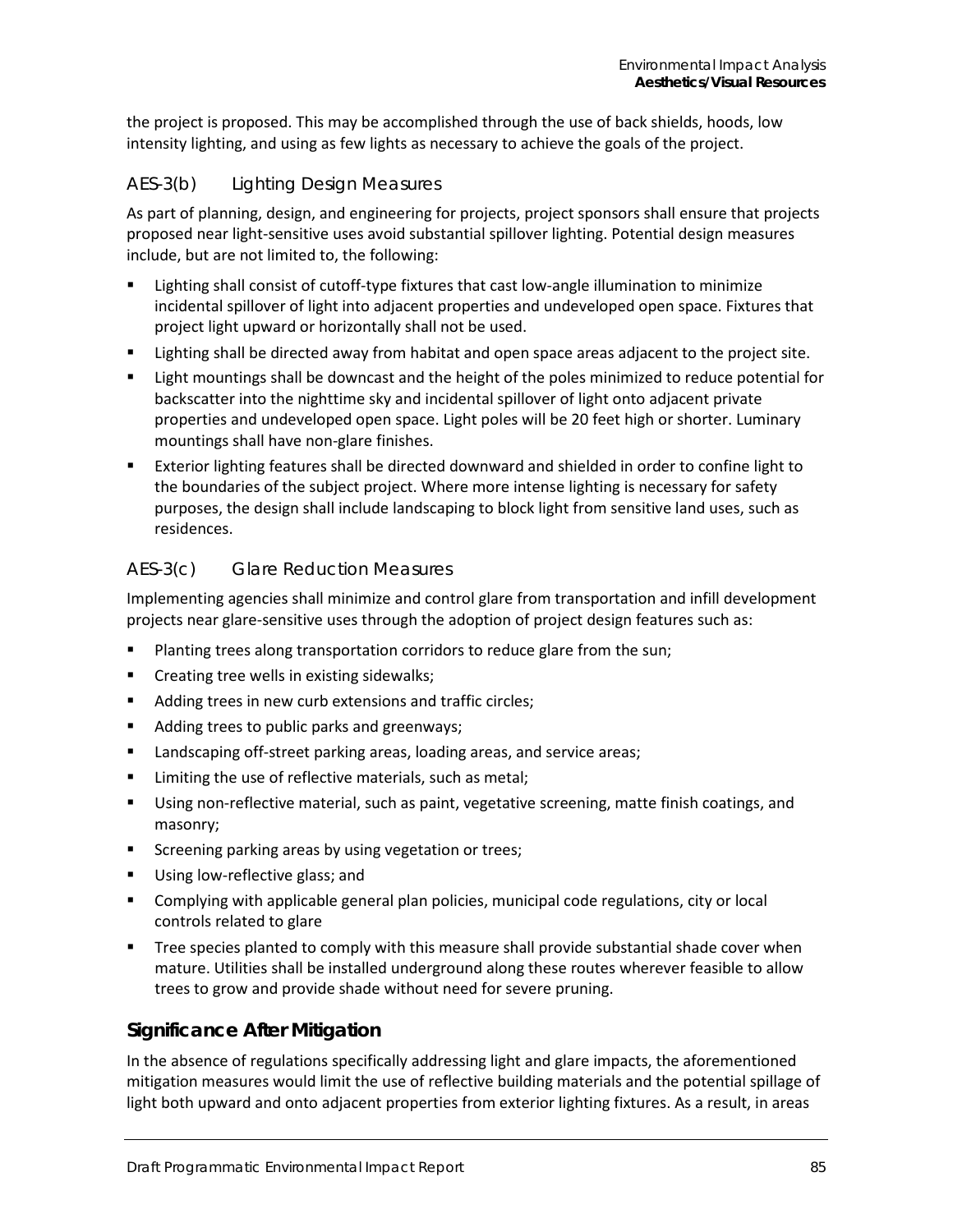the project is proposed. This may be accomplished through the use of back shields, hoods, low intensity lighting, and using as few lights as necessary to achieve the goals of the project.

### AES-3(b) Lighting Design Measures

As part of planning, design, and engineering for projects, project sponsors shall ensure that projects proposed near light-sensitive uses avoid substantial spillover lighting. Potential design measures include, but are not limited to, the following:

- Lighting shall consist of cutoff-type fixtures that cast low-angle illumination to minimize incidental spillover of light into adjacent properties and undeveloped open space. Fixtures that project light upward or horizontally shall not be used.
- Lighting shall be directed away from habitat and open space areas adjacent to the project site.
- Light mountings shall be downcast and the height of the poles minimized to reduce potential for backscatter into the nighttime sky and incidental spillover of light onto adjacent private properties and undeveloped open space. Light poles will be 20 feet high or shorter. Luminary mountings shall have non-glare finishes.
- Exterior lighting features shall be directed downward and shielded in order to confine light to the boundaries of the subject project. Where more intense lighting is necessary for safety purposes, the design shall include landscaping to block light from sensitive land uses, such as residences.

### AES-3(c) Glare Reduction Measures

Implementing agencies shall minimize and control glare from transportation and infill development projects near glare-sensitive uses through the adoption of project design features such as:

- Planting trees along transportation corridors to reduce glare from the sun;
- Creating tree wells in existing sidewalks;
- Adding trees in new curb extensions and traffic circles;
- Adding trees to public parks and greenways;
- Landscaping off-street parking areas, loading areas, and service areas;
- Limiting the use of reflective materials, such as metal;
- Using non-reflective material, such as paint, vegetative screening, matte finish coatings, and masonry;
- Screening parking areas by using vegetation or trees;
- Using low-reflective glass; and
- Complying with applicable general plan policies, municipal code regulations, city or local controls related to glare
- Tree species planted to comply with this measure shall provide substantial shade cover when mature. Utilities shall be installed underground along these routes wherever feasible to allow trees to grow and provide shade without need for severe pruning.

## Significance After Mitigation

In the absence of regulations specifically addressing light and glare impacts, the aforementioned mitigation measures would limit the use of reflective building materials and the potential spillage of light both upward and onto adjacent properties from exterior lighting fixtures. As a result, in areas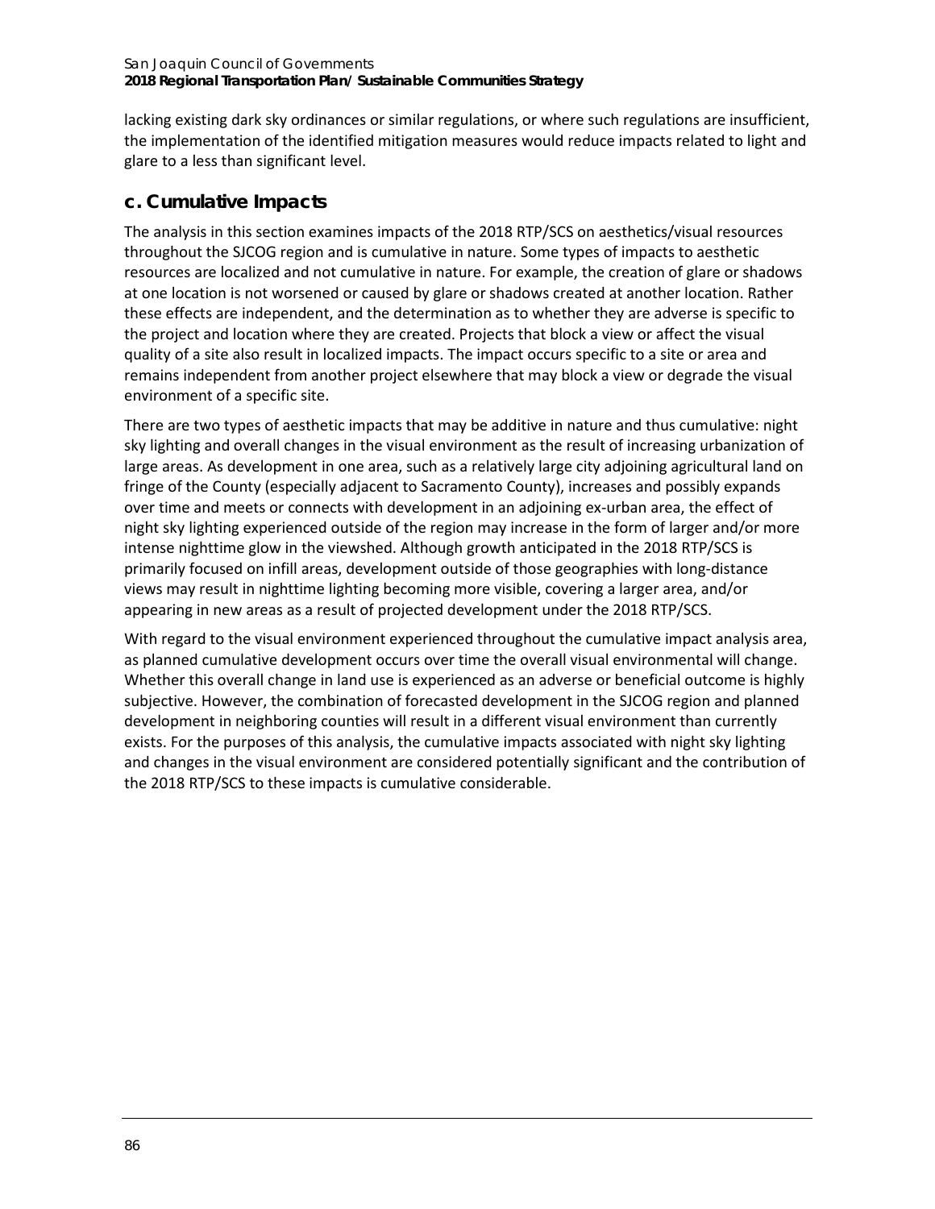lacking existing dark sky ordinances or similar regulations, or where such regulations are insufficient, the implementation of the identified mitigation measures would reduce impacts related to light and glare to a less than significant level.

## c. Cumulative Impacts

The analysis in this section examines impacts of the 2018 RTP/SCS on aesthetics/visual resources throughout the SJCOG region and is cumulative in nature. Some types of impacts to aesthetic resources are localized and not cumulative in nature. For example, the creation of glare or shadows at one location is not worsened or caused by glare or shadows created at another location. Rather these effects are independent, and the determination as to whether they are adverse is specific to the project and location where they are created. Projects that block a view or affect the visual quality of a site also result in localized impacts. The impact occurs specific to a site or area and remains independent from another project elsewhere that may block a view or degrade the visual environment of a specific site.

There are two types of aesthetic impacts that may be additive in nature and thus cumulative: night sky lighting and overall changes in the visual environment as the result of increasing urbanization of large areas. As development in one area, such as a relatively large city adjoining agricultural land on fringe of the County (especially adjacent to Sacramento County), increases and possibly expands over time and meets or connects with development in an adjoining ex-urban area, the effect of night sky lighting experienced outside of the region may increase in the form of larger and/or more intense nighttime glow in the viewshed. Although growth anticipated in the 2018 RTP/SCS is primarily focused on infill areas, development outside of those geographies with long-distance views may result in nighttime lighting becoming more visible, covering a larger area, and/or appearing in new areas as a result of projected development under the 2018 RTP/SCS.

With regard to the visual environment experienced throughout the cumulative impact analysis area, as planned cumulative development occurs over time the overall visual environmental will change. Whether this overall change in land use is experienced as an adverse or beneficial outcome is highly subjective. However, the combination of forecasted development in the SJCOG region and planned development in neighboring counties will result in a different visual environment than currently exists. For the purposes of this analysis, the cumulative impacts associated with night sky lighting and changes in the visual environment are considered potentially significant and the contribution of the 2018 RTP/SCS to these impacts is cumulative considerable.